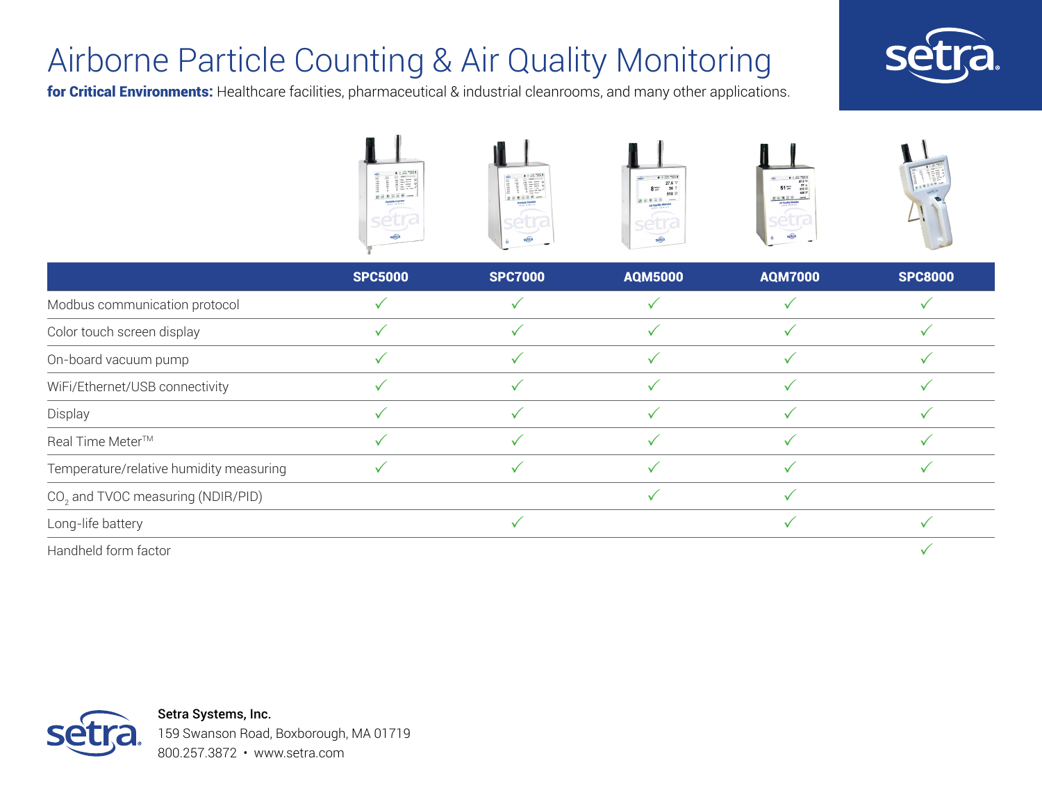# Airborne Particle Counting & Air Quality Monitoring

**for Critical Environments:** Healthcare facilities, pharmaceutical & industrial cleanrooms, and many other applications.

| | SPC5000 | SPC7000 | AQM5000 | AQM7000 | SPC8000 |
|---|---|---|---|---|---|
| Modbus communication protocol | ✓ | ✓ | ✓ | ✓ | ✓ |
| Color touch screen display | ✓ | ✓ | ✓ | ✓ | ✓ |
| On-board vacuum pump | ✓ | ✓ | ✓ | ✓ | ✓ |
| WiFi/Ethernet/USB connectivity | ✓ | ✓ | ✓ | ✓ | ✓ |
| Display | ✓ | ✓ | ✓ | ✓ | ✓ |
| Real Time Meter™ | ✓ | ✓ | ✓ | ✓ | ✓ |
| Temperature/relative humidity measuring | ✓ | ✓ | ✓ | ✓ | ✓ |
| $CO_2$ and TVOC measuring (NDIR/PID) | | | ✓ | ✓ | |
| Long-life battery | | ✓ | | ✓ | ✓ |
| Handheld form factor | | | | | ✓ |

**Setra Systems, Inc.**
159 Swanson Road, Boxborough, MA 01719
800.257.3872 • www.setra.com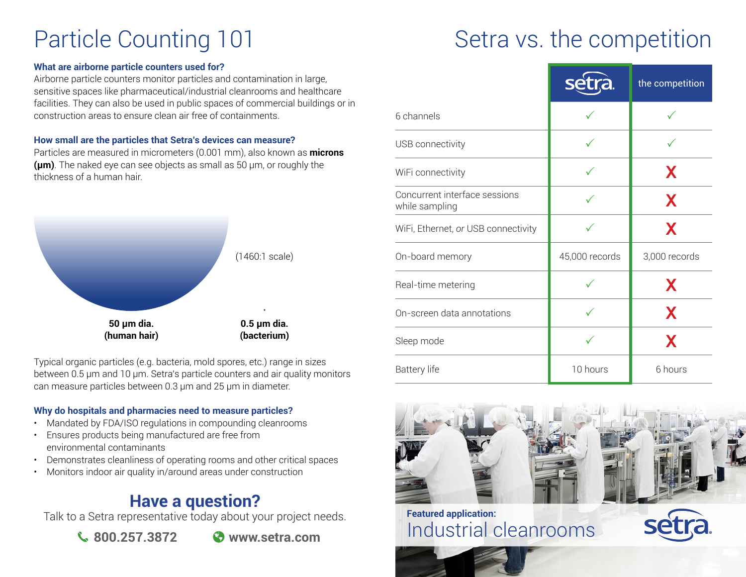# Particle Counting 101

**What are airborne particle counters used for?**

Airborne particle counters monitor particles and contamination in large, sensitive spaces like pharmaceutical/industrial cleanrooms and healthcare facilities. They can also be used in public spaces of commercial buildings or in construction areas to ensure clean air free of containments.

**How small are the particles that Setra's devices can measure?**

Particles are measured in micrometers (0.001 mm), also known as **microns (µm)**. The naked eye can see objects as small as 50 µm, or roughly the thickness of a human hair.

(1460:1 scale)

**50 µm dia. (human hair)**

**0.5 µm dia. (bacterium)**

Typical organic particles (e.g. bacteria, mold spores, etc.) range in sizes between 0.5 µm and 10 µm. Setra's particle counters and air quality monitors can measure particles between 0.3 µm and 25 µm in diameter.

**Why do hospitals and pharmacies need to measure particles?**

- Mandated by FDA/ISO regulations in compounding cleanrooms
- Ensures products being manufactured are free from environmental contaminants
- Demonstrates cleanliness of operating rooms and other critical spaces
- Monitors indoor air quality in/around areas under construction

## Have a question?

Talk to a Setra representative today about your project needs.

**800.257.3872** **www.setra.com**

# Setra vs. the competition

| | setra | the competition |
|---|---|---|
| 6 channels | ✓ | ✓ |
| USB connectivity | ✓ | ✓ |
| WiFi connectivity | ✓ | X |
| Concurrent interface sessions while sampling | ✓ | X |
| WiFi, Ethernet, *or* USB connectivity | ✓ | X |
| On-board memory | 45,000 records | 3,000 records |
| Real-time metering | ✓ | X |
| On-screen data annotations | ✓ | X |
| Sleep mode | ✓ | X |
| Battery life | 10 hours | 6 hours |

**Featured application:**
Industrial cleanrooms

setra